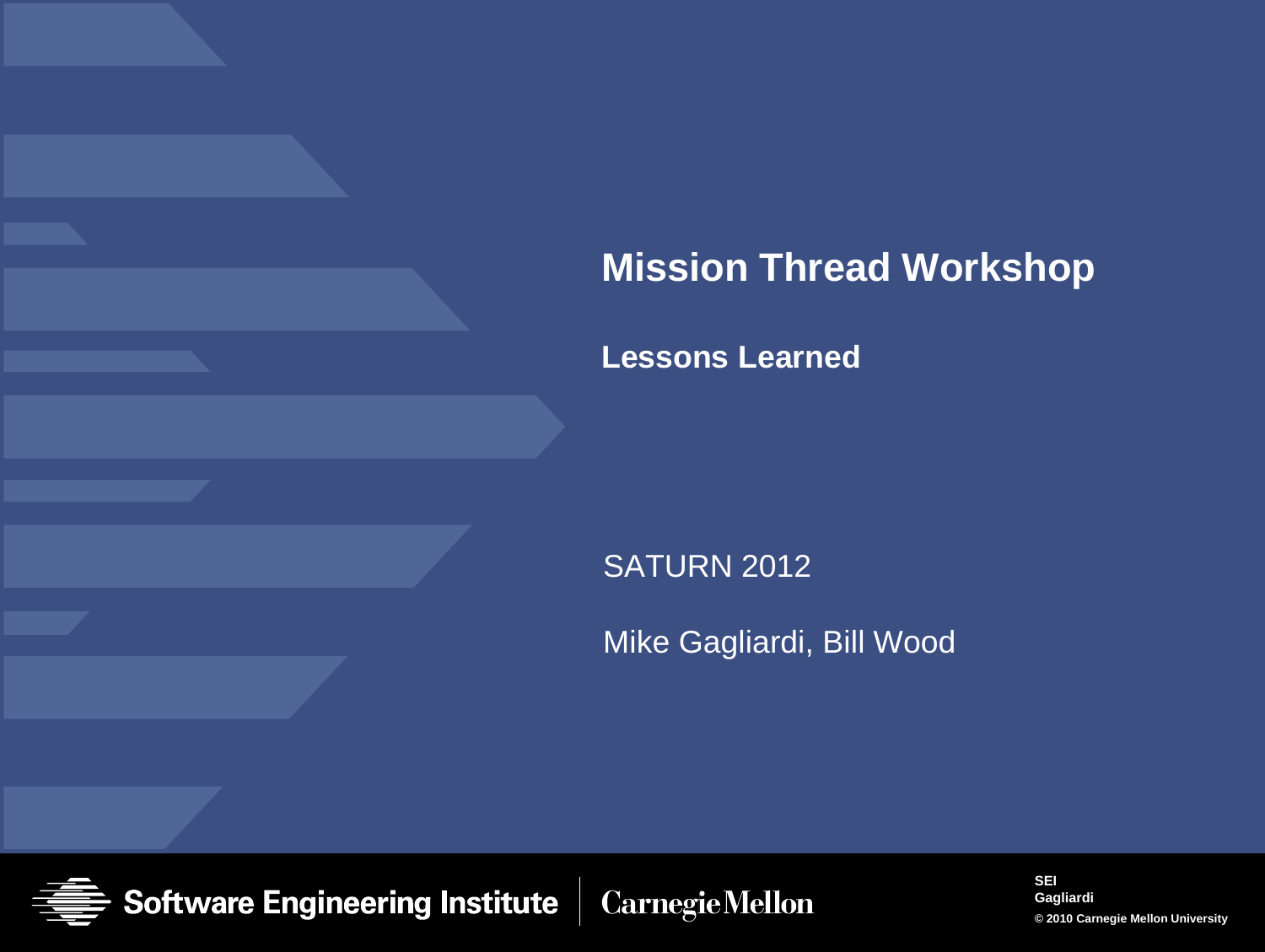# Mission Thread Workshop

## Lessons Learned

SATURN 2012

Mike Gagliardi, Bill Wood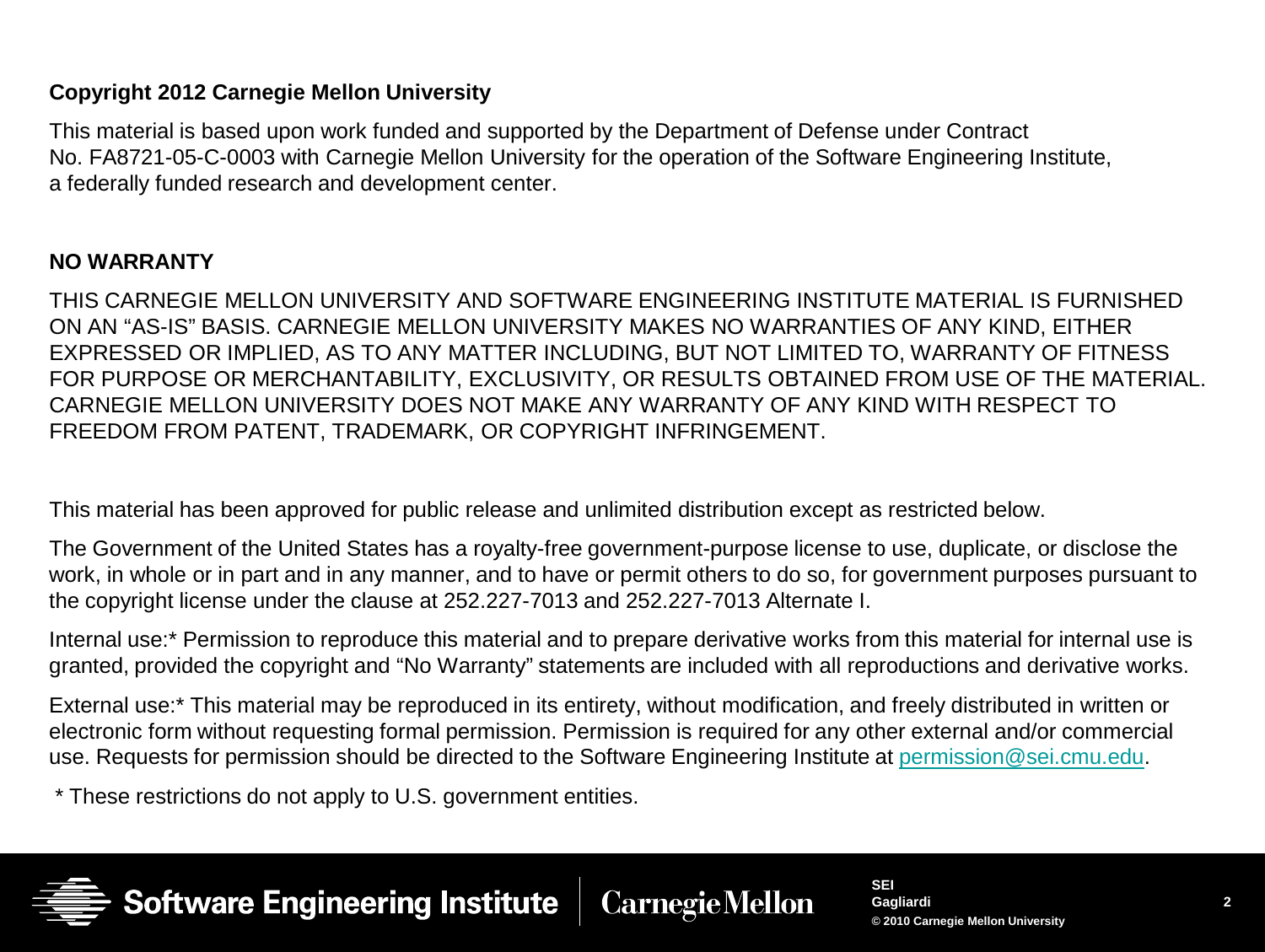**Copyright 2012 Carnegie Mellon University**

This material is based upon work funded and supported by the Department of Defense under Contract No. FA8721-05-C-0003 with Carnegie Mellon University for the operation of the Software Engineering Institute, a federally funded research and development center.

**NO WARRANTY**

THIS CARNEGIE MELLON UNIVERSITY AND SOFTWARE ENGINEERING INSTITUTE MATERIAL IS FURNISHED ON AN "AS-IS" BASIS. CARNEGIE MELLON UNIVERSITY MAKES NO WARRANTIES OF ANY KIND, EITHER EXPRESSED OR IMPLIED, AS TO ANY MATTER INCLUDING, BUT NOT LIMITED TO, WARRANTY OF FITNESS FOR PURPOSE OR MERCHANTABILITY, EXCLUSIVITY, OR RESULTS OBTAINED FROM USE OF THE MATERIAL. CARNEGIE MELLON UNIVERSITY DOES NOT MAKE ANY WARRANTY OF ANY KIND WITH RESPECT TO FREEDOM FROM PATENT, TRADEMARK, OR COPYRIGHT INFRINGEMENT.

This material has been approved for public release and unlimited distribution except as restricted below.

The Government of the United States has a royalty-free government-purpose license to use, duplicate, or disclose the work, in whole or in part and in any manner, and to have or permit others to do so, for government purposes pursuant to the copyright license under the clause at 252.227-7013 and 252.227-7013 Alternate I.

Internal use:* Permission to reproduce this material and to prepare derivative works from this material for internal use is granted, provided the copyright and "No Warranty" statements are included with all reproductions and derivative works.

External use:* This material may be reproduced in its entirety, without modification, and freely distributed in written or electronic form without requesting formal permission. Permission is required for any other external and/or commercial use. Requests for permission should be directed to the Software Engineering Institute at permission@sei.cmu.edu.

* These restrictions do not apply to U.S. government entities.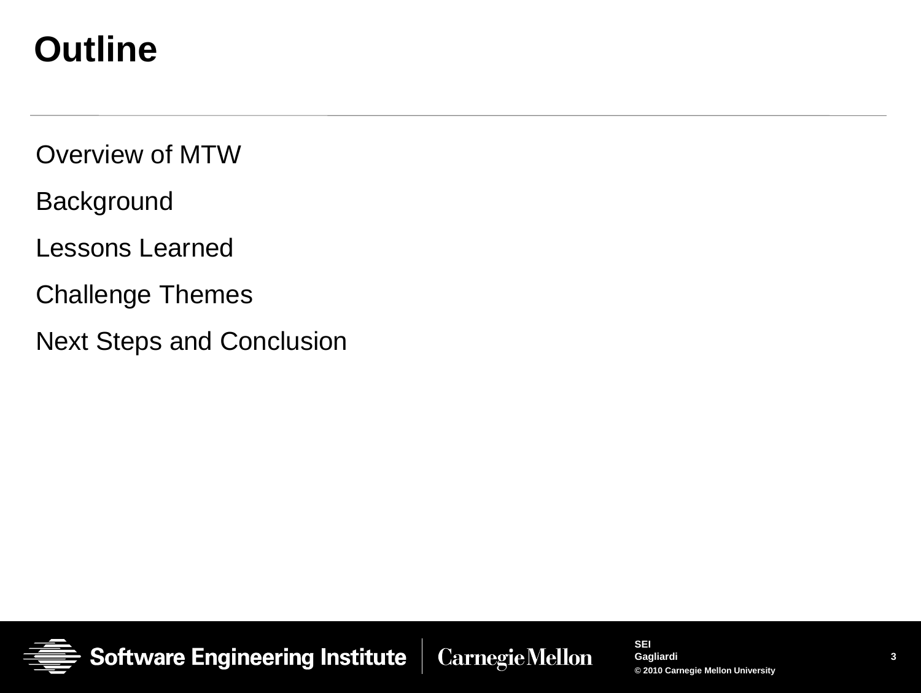# Outline

Overview of MTW

Background

Lessons Learned

Challenge Themes

Next Steps and Conclusion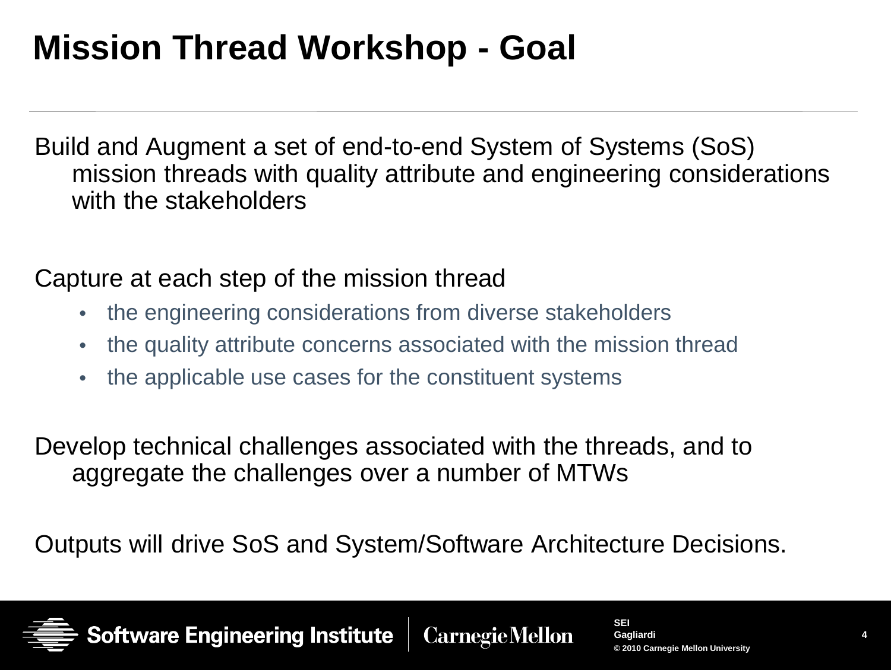# Mission Thread Workshop - Goal

Build and Augment a set of end-to-end System of Systems (SoS) mission threads with quality attribute and engineering considerations with the stakeholders

Capture at each step of the mission thread

- the engineering considerations from diverse stakeholders
- the quality attribute concerns associated with the mission thread
- the applicable use cases for the constituent systems

Develop technical challenges associated with the threads, and to aggregate the challenges over a number of MTWs

Outputs will drive SoS and System/Software Architecture Decisions.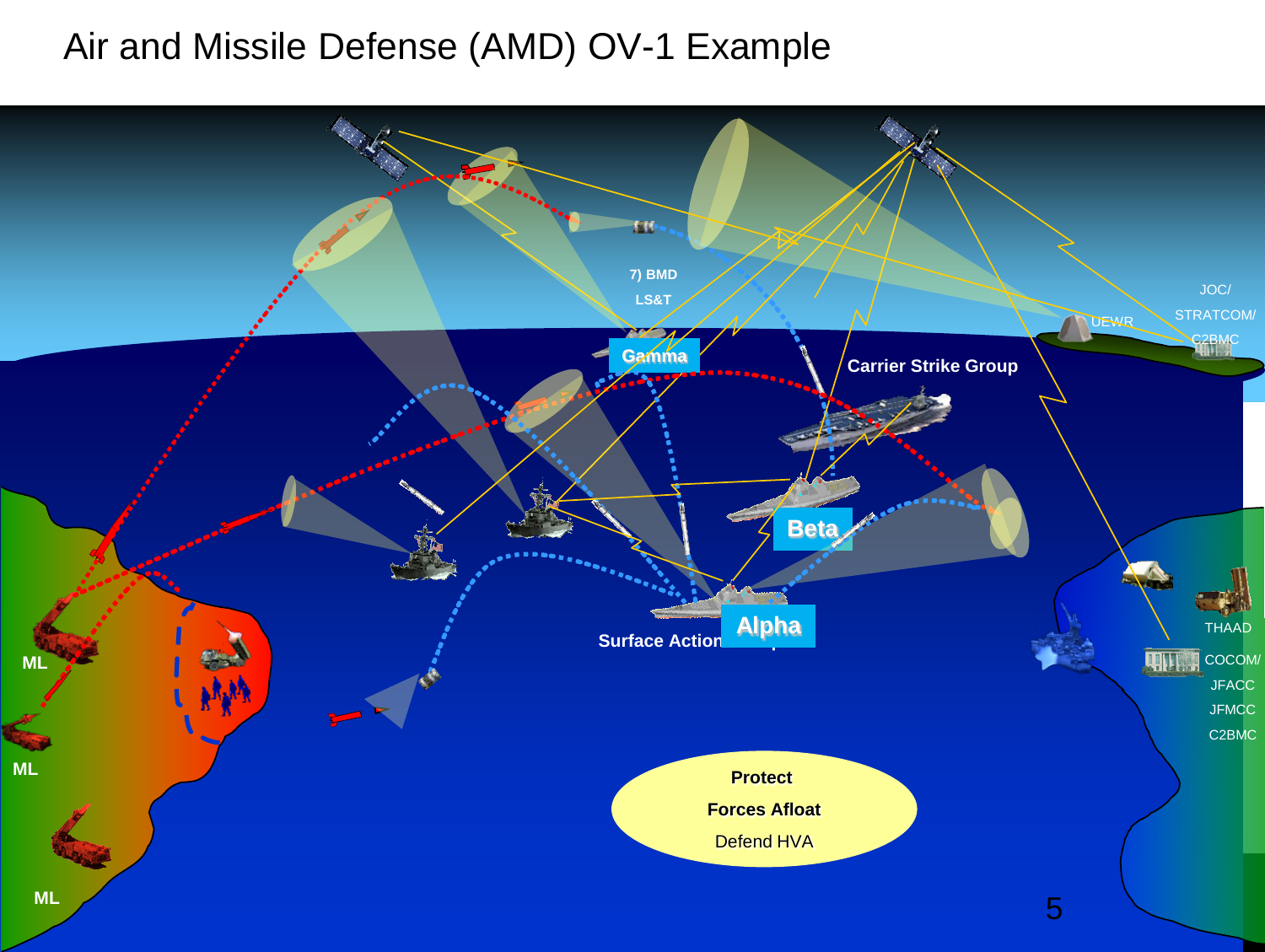# Air and Missile Defense (AMD) OV-1 Example

7) BMD LS&T

Gamma

Carrier Strike Group

UEWR

JOC/ STRATCOM/ C2BMC

Beta

Alpha

Surface Action

ML

ML

ML

THAAD

COCOM/ JFACC JFMCC C2BMC

**Protect**

**Forces Afloat**

Defend HVA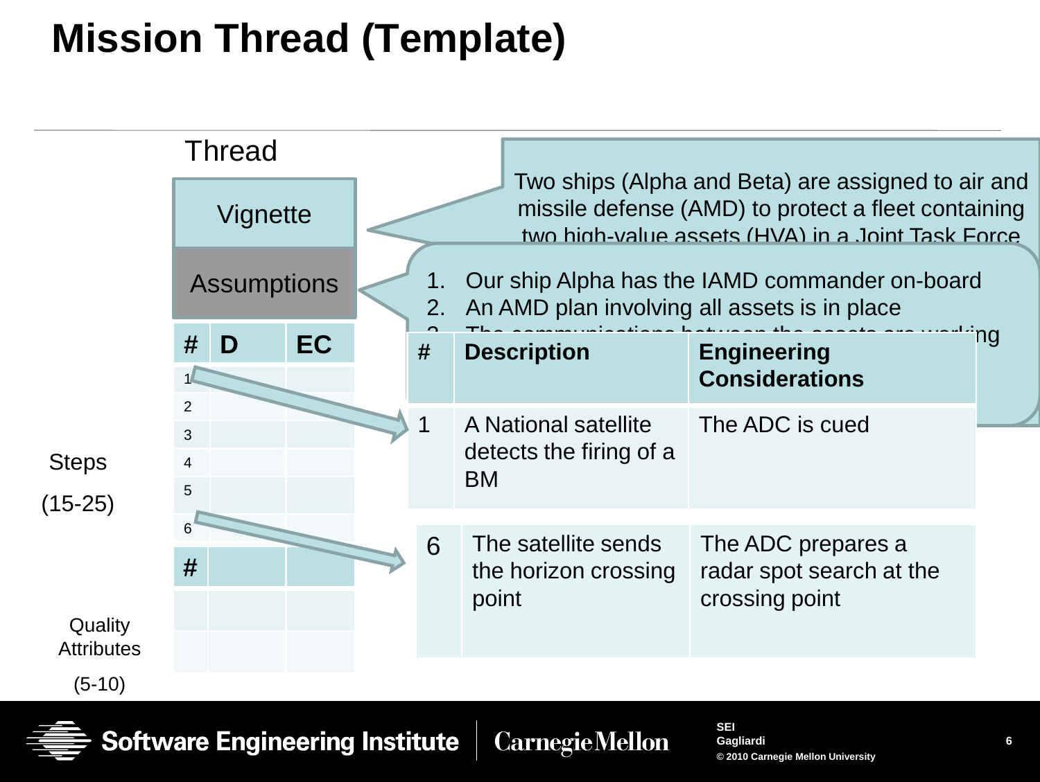# Mission Thread (Template)

Thread

Vignette

Assumptions

| # | D | EC |
|---|---|---|
| 1 | | |
| 2 | | |
| 3 | | |
| 4 | | |
| 5 | | |
| 6 | | |

Steps

(15-25)

| # | | |
|---|---|---|
| | | |
| | | |

Quality Attributes

(5-10)

Two ships (Alpha and Beta) are assigned to air and missile defense (AMD) to protect a fleet containing two high-value assets (HVA) in a Joint Task Force

1. Our ship Alpha has the IAMD commander on-board
2. An AMD plan involving all assets is in place
3. The communications between the assets are working

| # | Description | Engineering Considerations |
|---|---|---|
| 1 | A National satellite detects the firing of a BM | The ADC is cued |
| 6 | The satellite sends the horizon crossing point | The ADC prepares a radar spot search at the crossing point |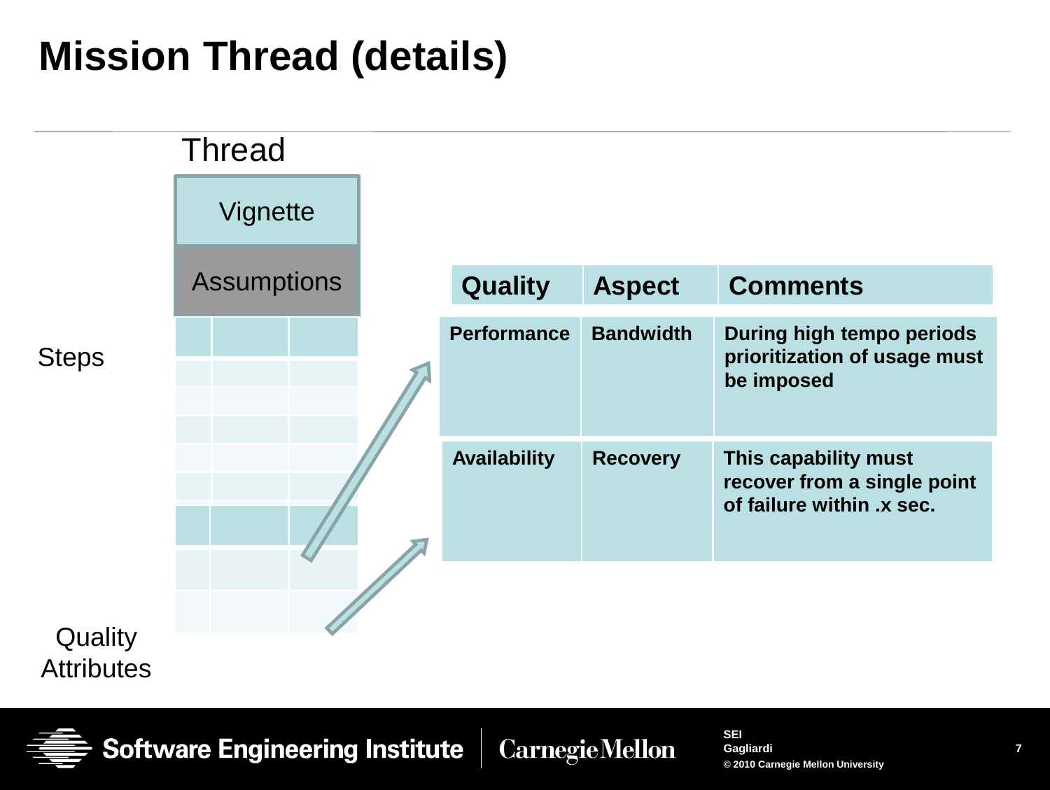# Mission Thread (details)

Thread

Vignette

Assumptions

Steps

Quality Attributes

| Quality | Aspect | Comments |
| --- | --- | --- |
| Performance | Bandwidth | During high tempo periods prioritization of usage must be imposed |
| Availability | Recovery | This capability must recover from a single point of failure within .x sec. |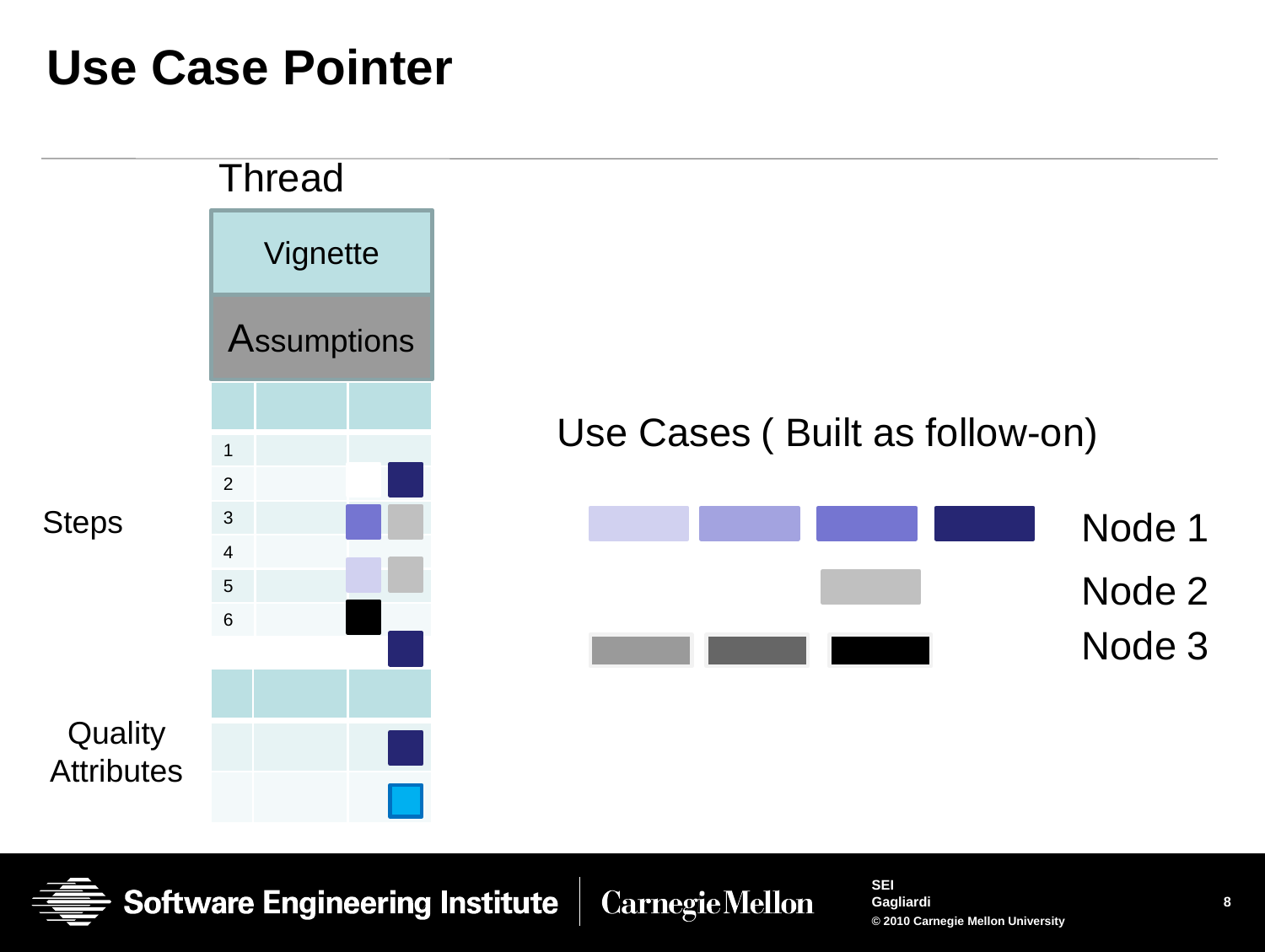# Use Case Pointer

Thread

Vignette

Assumptions

Steps

1
2
3
4
5
6

Quality Attributes

Use Cases ( Built as follow-on)

Node 1

Node 2

Node 3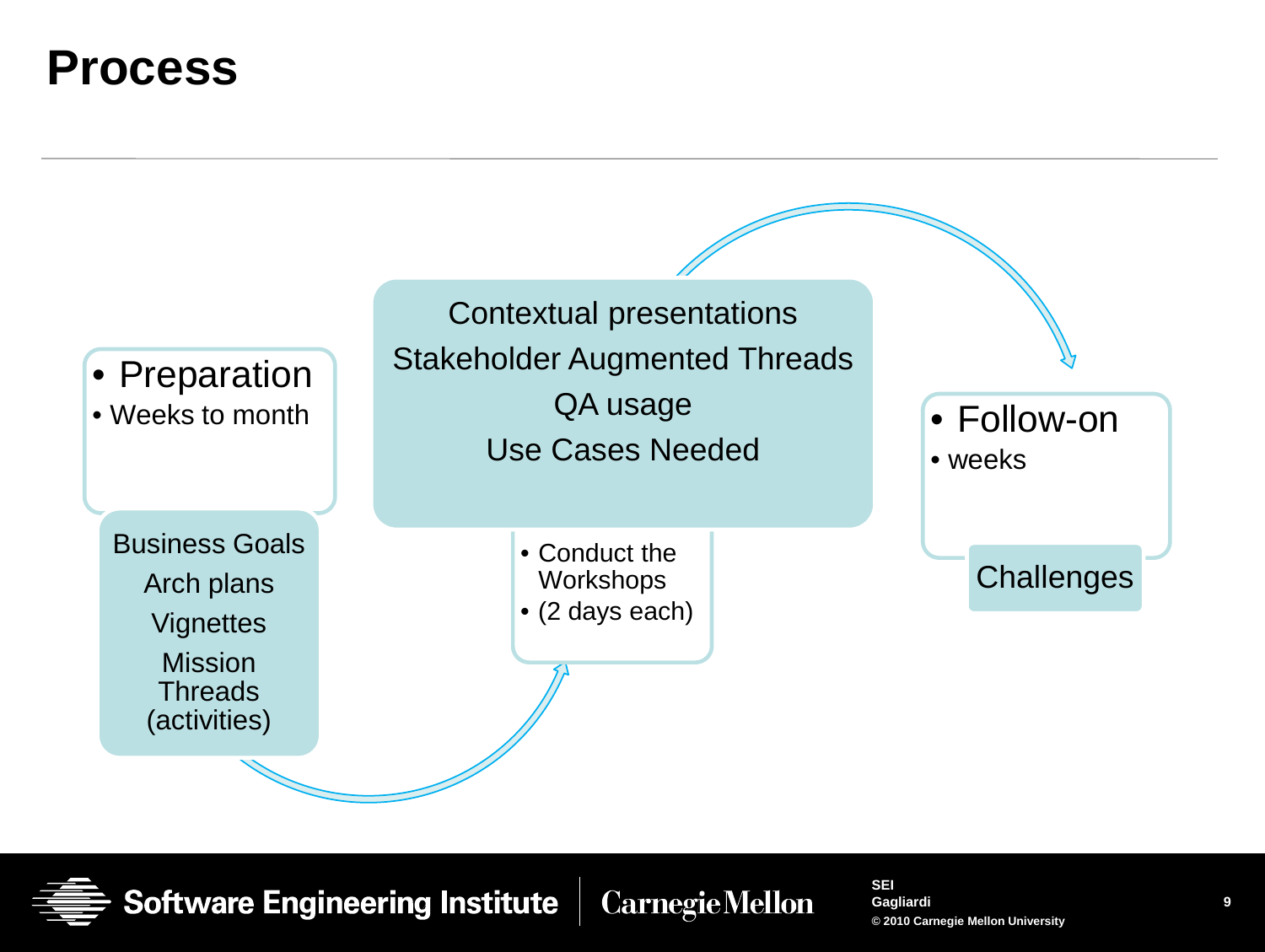# Process

- Preparation
  - Weeks to month

Business Goals

Arch plans

Vignettes

Mission Threads (activities)

Contextual presentations

Stakeholder Augmented Threads

QA usage

Use Cases Needed

- Conduct the Workshops
- (2 days each)

- Follow-on
  - weeks

Challenges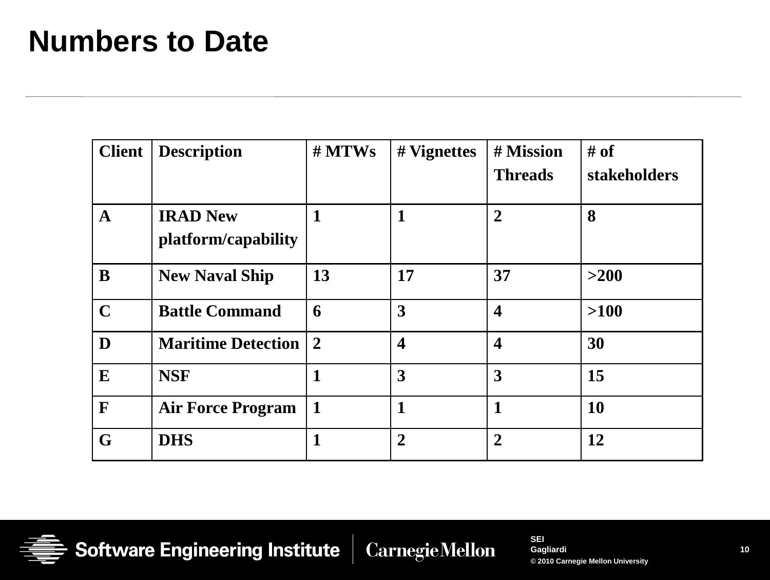# Numbers to Date

| Client | Description | # MTWs | # Vignettes | # Mission Threads | # of stakeholders |
|---|---|---|---|---|---|
| A | IRAD New platform/capability | 1 | 1 | 2 | 8 |
| B | New Naval Ship | 13 | 17 | 37 | >200 |
| C | Battle Command | 6 | 3 | 4 | >100 |
| D | Maritime Detection | 2 | 4 | 4 | 30 |
| E | NSF | 1 | 3 | 3 | 15 |
| F | Air Force Program | 1 | 1 | 1 | 10 |
| G | DHS | 1 | 2 | 2 | 12 |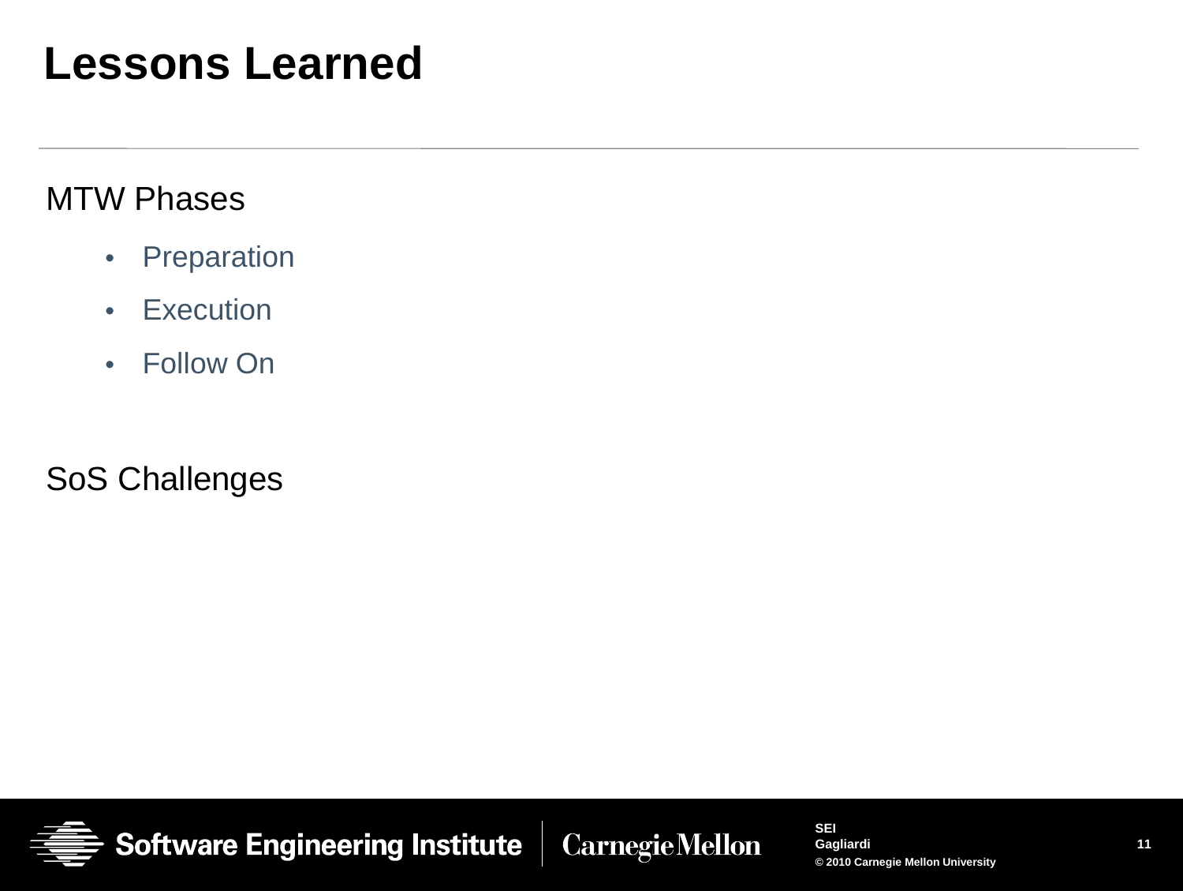# Lessons Learned

MTW Phases

- Preparation
- Execution
- Follow On

SoS Challenges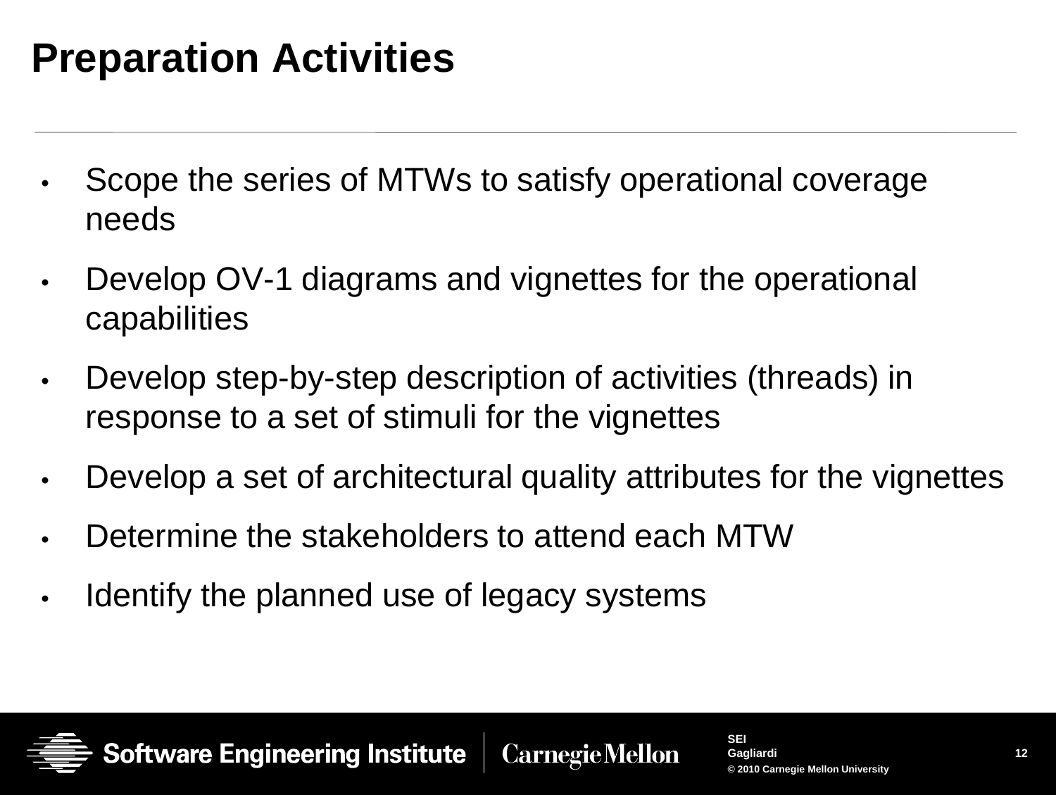# Preparation Activities

- Scope the series of MTWs to satisfy operational coverage needs
- Develop OV-1 diagrams and vignettes for the operational capabilities
- Develop step-by-step description of activities (threads) in response to a set of stimuli for the vignettes
- Develop a set of architectural quality attributes for the vignettes
- Determine the stakeholders to attend each MTW
- Identify the planned use of legacy systems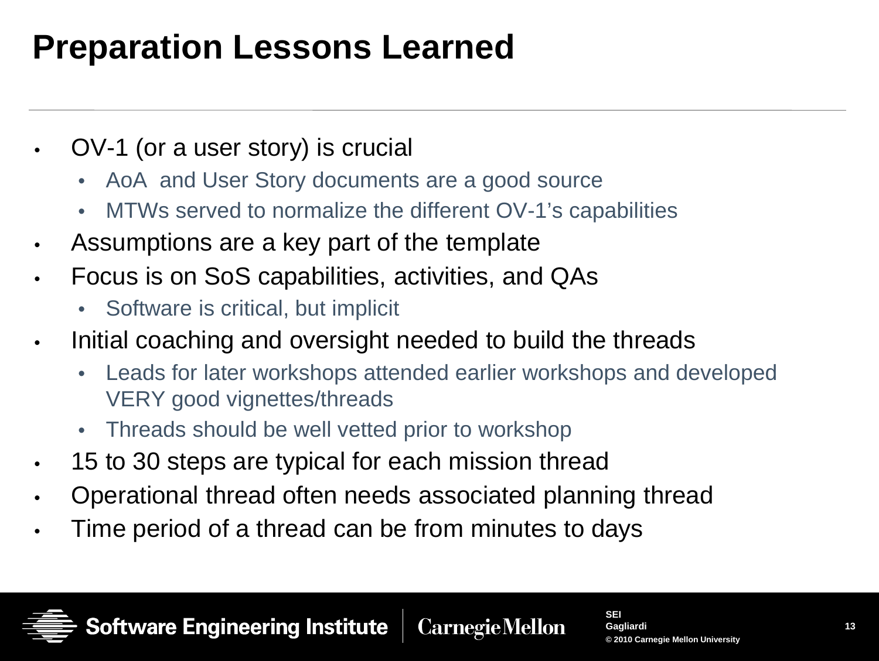# Preparation Lessons Learned

- OV-1 (or a user story) is crucial
  - AoA and User Story documents are a good source
  - MTWs served to normalize the different OV-1's capabilities
- Assumptions are a key part of the template
- Focus is on SoS capabilities, activities, and QAs
  - Software is critical, but implicit
- Initial coaching and oversight needed to build the threads
  - Leads for later workshops attended earlier workshops and developed VERY good vignettes/threads
  - Threads should be well vetted prior to workshop
- 15 to 30 steps are typical for each mission thread
- Operational thread often needs associated planning thread
- Time period of a thread can be from minutes to days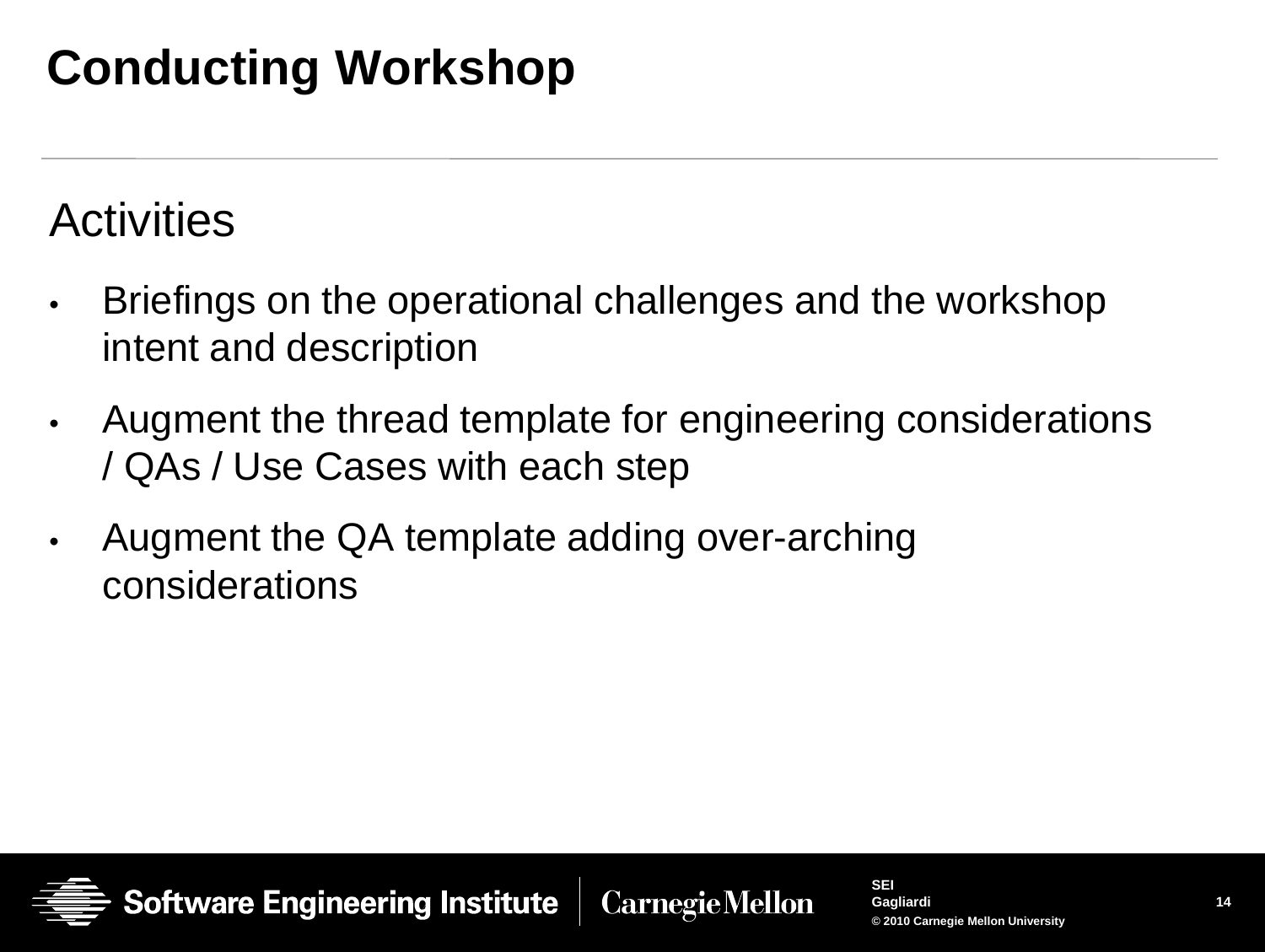# Conducting Workshop

## Activities

- Briefings on the operational challenges and the workshop intent and description
- Augment the thread template for engineering considerations / QAs / Use Cases with each step
- Augment the QA template adding over-arching considerations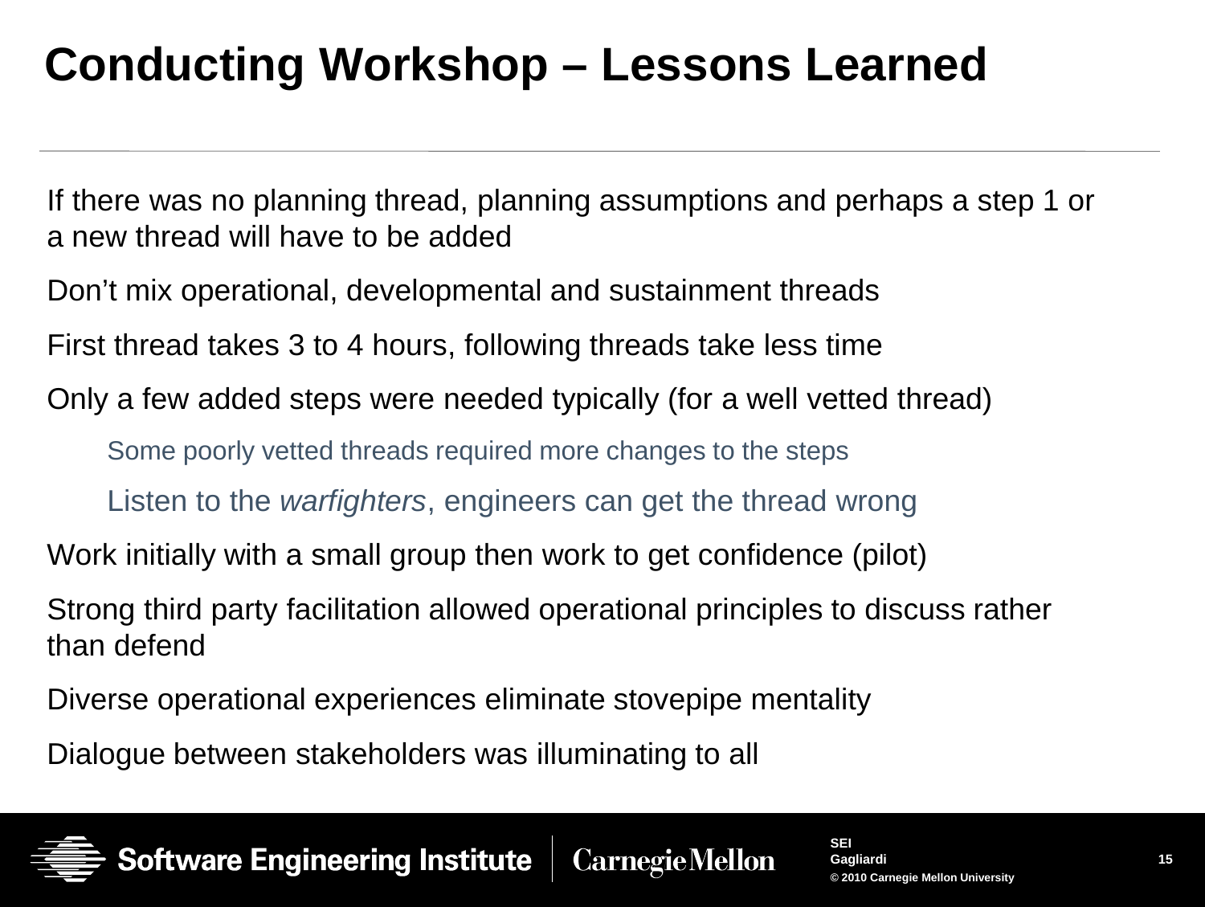# Conducting Workshop – Lessons Learned

If there was no planning thread, planning assumptions and perhaps a step 1 or a new thread will have to be added

Don’t mix operational, developmental and sustainment threads

First thread takes 3 to 4 hours, following threads take less time

Only a few added steps were needed typically (for a well vetted thread)

- Some poorly vetted threads required more changes to the steps
- Listen to the *warfighters*, engineers can get the thread wrong

Work initially with a small group then work to get confidence (pilot)

Strong third party facilitation allowed operational principles to discuss rather than defend

Diverse operational experiences eliminate stovepipe mentality

Dialogue between stakeholders was illuminating to all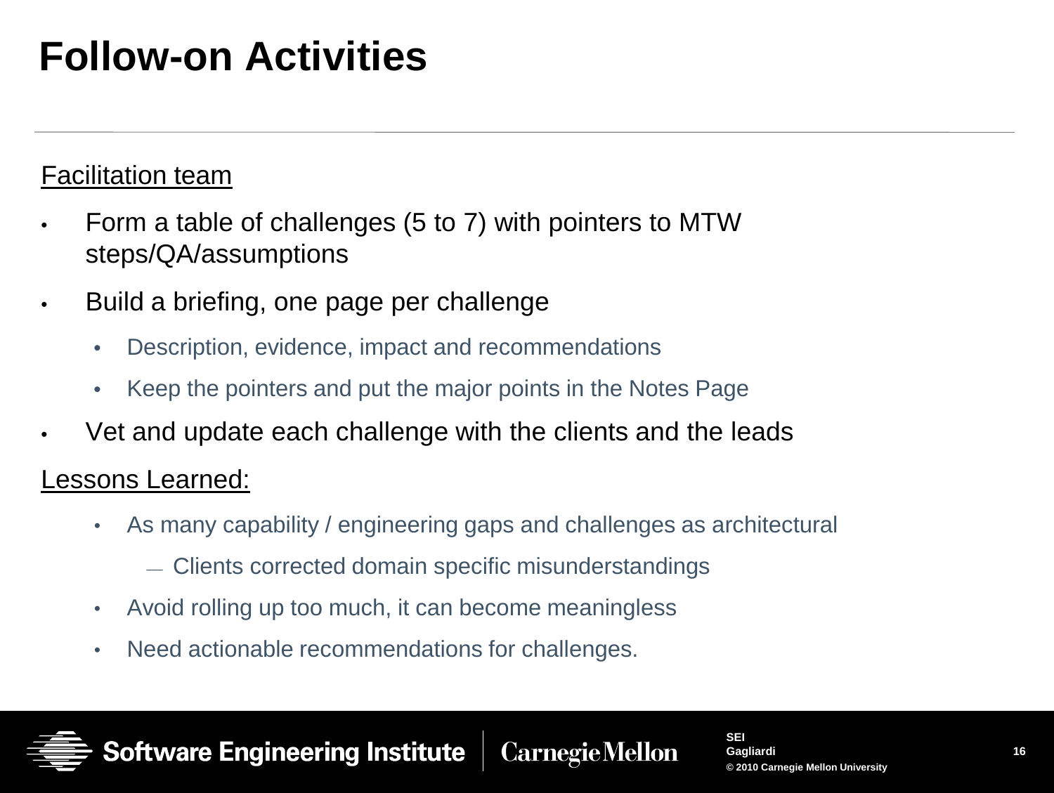# Follow-on Activities

Facilitation team

- Form a table of challenges (5 to 7) with pointers to MTW steps/QA/assumptions
- Build a briefing, one page per challenge
  - Description, evidence, impact and recommendations
  - Keep the pointers and put the major points in the Notes Page
- Vet and update each challenge with the clients and the leads

Lessons Learned:

- As many capability / engineering gaps and challenges as architectural
  - Clients corrected domain specific misunderstandings
- Avoid rolling up too much, it can become meaningless
- Need actionable recommendations for challenges.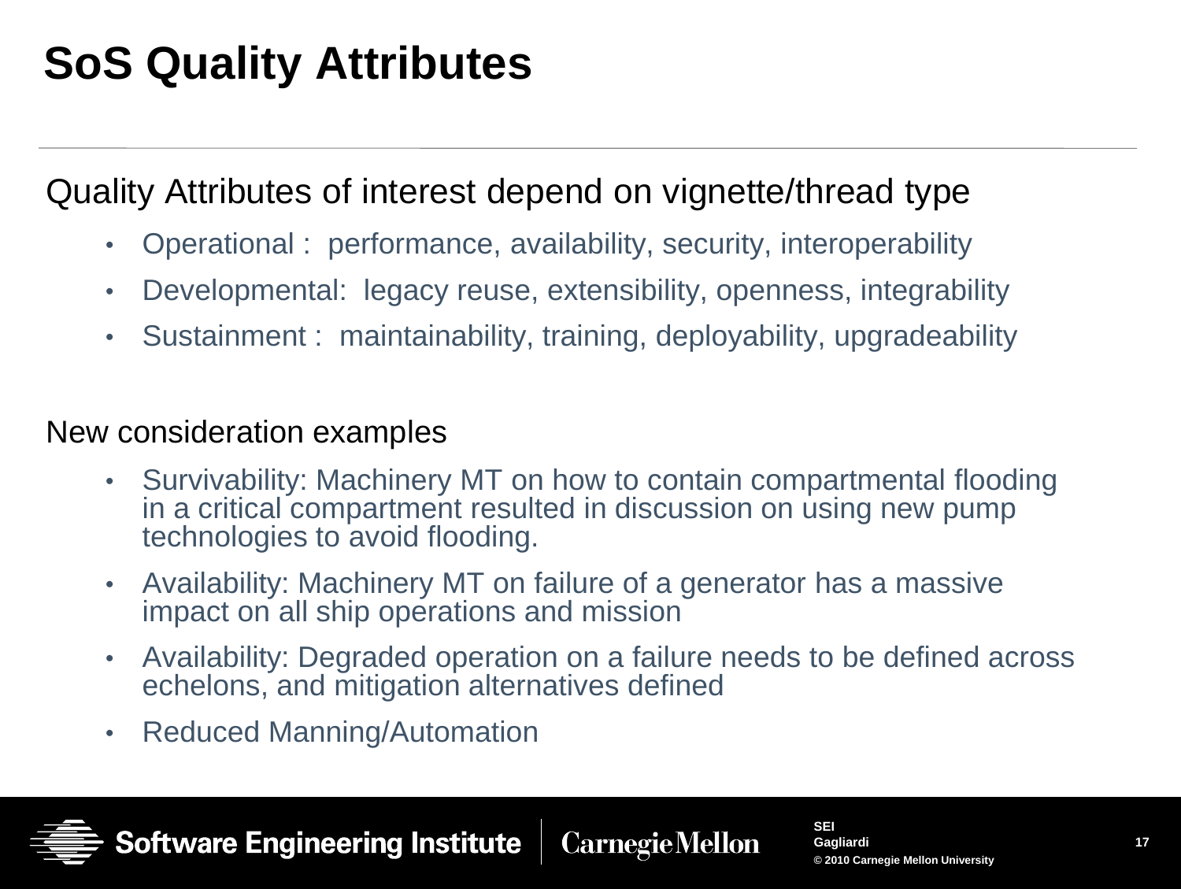# SoS Quality Attributes

Quality Attributes of interest depend on vignette/thread type

- Operational : performance, availability, security, interoperability
- Developmental: legacy reuse, extensibility, openness, integrability
- Sustainment : maintainability, training, deployability, upgradeability

New consideration examples

- Survivability: Machinery MT on how to contain compartmental flooding in a critical compartment resulted in discussion on using new pump technologies to avoid flooding.
- Availability: Machinery MT on failure of a generator has a massive impact on all ship operations and mission
- Availability: Degraded operation on a failure needs to be defined across echelons, and mitigation alternatives defined
- Reduced Manning/Automation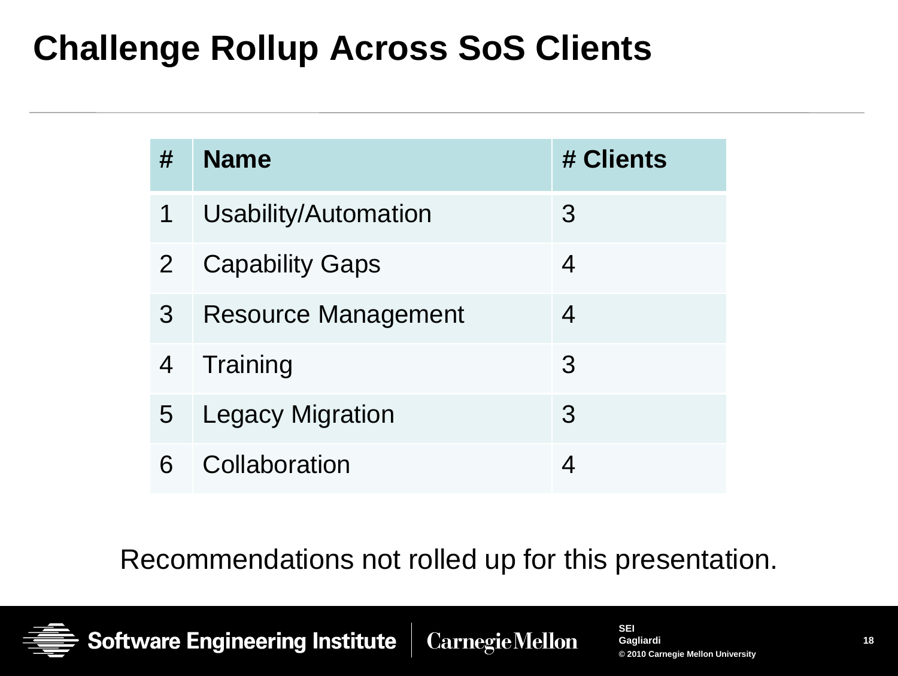# Challenge Rollup Across SoS Clients

| # | Name | # Clients |
|---|---|---|
| 1 | Usability/Automation | 3 |
| 2 | Capability Gaps | 4 |
| 3 | Resource Management | 4 |
| 4 | Training | 3 |
| 5 | Legacy Migration | 3 |
| 6 | Collaboration | 4 |

Recommendations not rolled up for this presentation.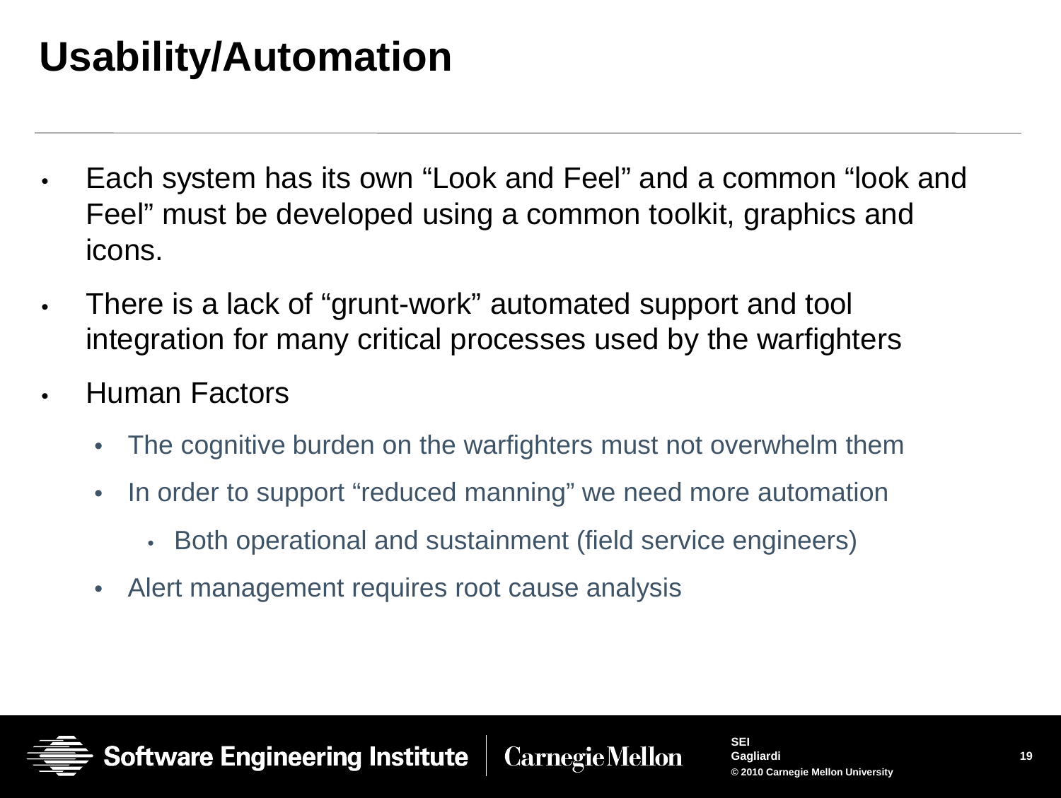# Usability/Automation

- Each system has its own “Look and Feel” and a common “look and Feel” must be developed using a common toolkit, graphics and icons.
- There is a lack of “grunt-work” automated support and tool integration for many critical processes used by the warfighters
- Human Factors
  - The cognitive burden on the warfighters must not overwhelm them
  - In order to support “reduced manning” we need more automation
    - Both operational and sustainment (field service engineers)
  - Alert management requires root cause analysis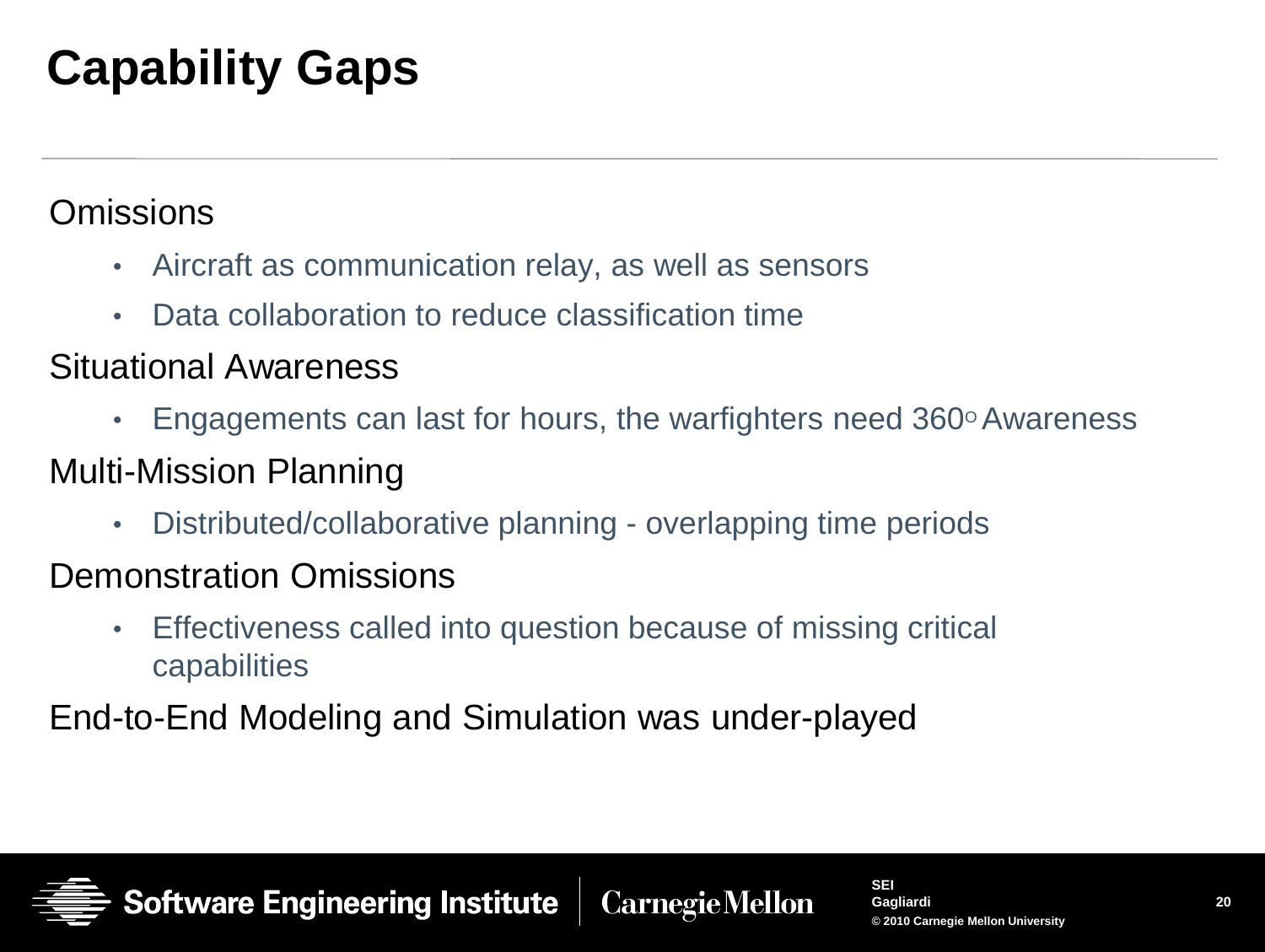# Capability Gaps

Omissions

- Aircraft as communication relay, as well as sensors
- Data collaboration to reduce classification time

Situational Awareness

- Engagements can last for hours, the warfighters need 360$^{\circ}$ Awareness

Multi-Mission Planning

- Distributed/collaborative planning - overlapping time periods

Demonstration Omissions

- Effectiveness called into question because of missing critical capabilities

End-to-End Modeling and Simulation was under-played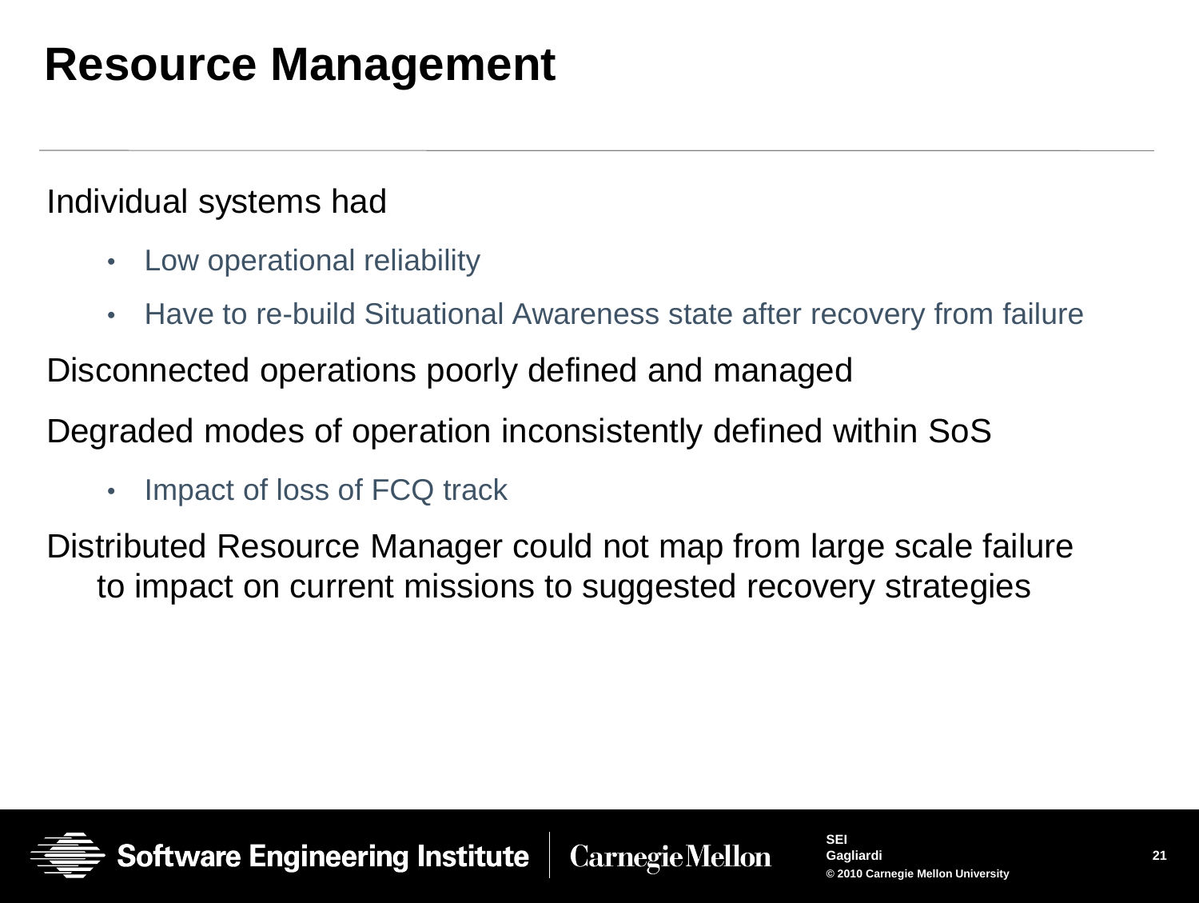# Resource Management

Individual systems had

- Low operational reliability
- Have to re-build Situational Awareness state after recovery from failure

Disconnected operations poorly defined and managed

Degraded modes of operation inconsistently defined within SoS

- Impact of loss of FCQ track

Distributed Resource Manager could not map from large scale failure to impact on current missions to suggested recovery strategies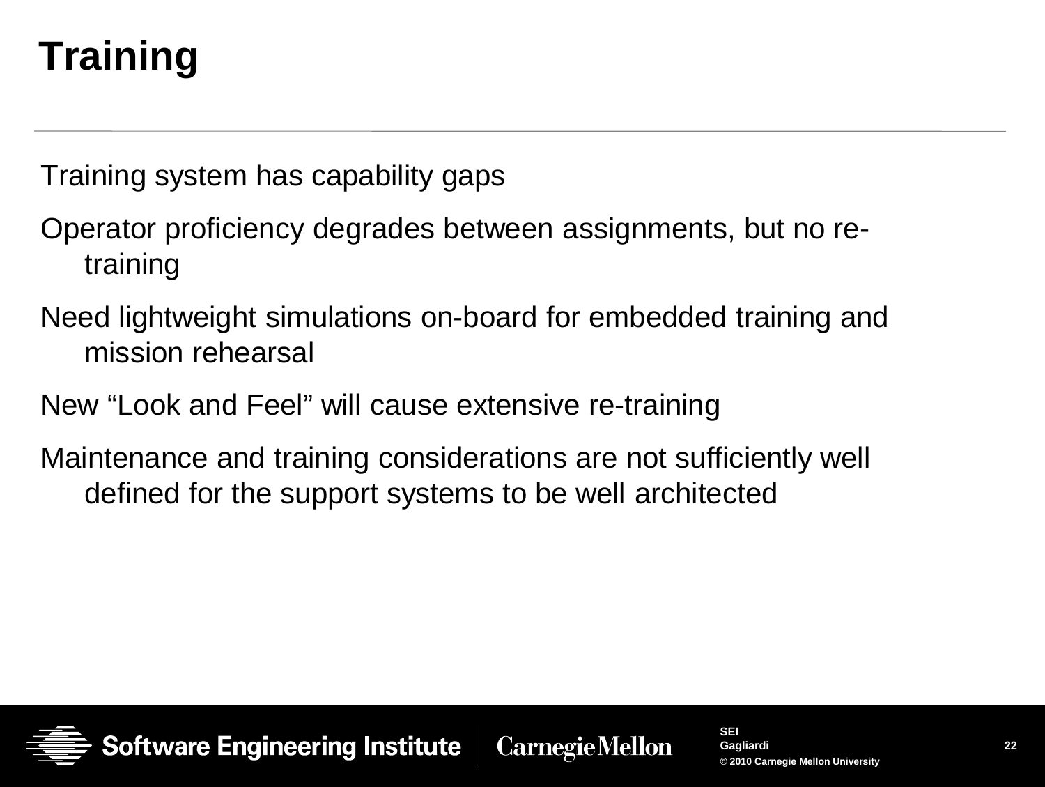# Training

Training system has capability gaps

Operator proficiency degrades between assignments, but no re-training

Need lightweight simulations on-board for embedded training and mission rehearsal

New "Look and Feel" will cause extensive re-training

Maintenance and training considerations are not sufficiently well defined for the support systems to be well architected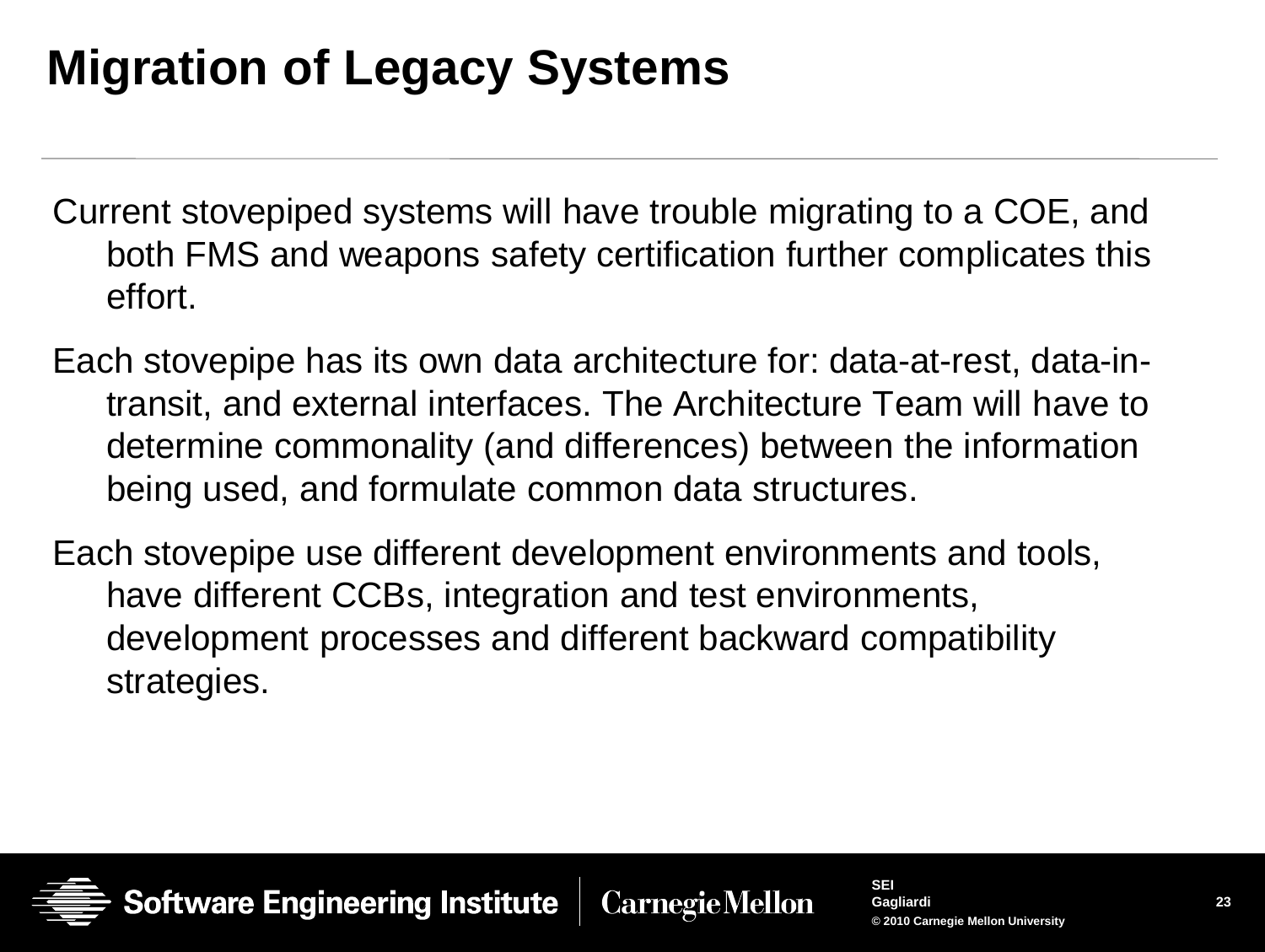# Migration of Legacy Systems

Current stovepiped systems will have trouble migrating to a COE, and both FMS and weapons safety certification further complicates this effort.

Each stovepipe has its own data architecture for: data-at-rest, data-in-transit, and external interfaces. The Architecture Team will have to determine commonality (and differences) between the information being used, and formulate common data structures.

Each stovepipe use different development environments and tools, have different CCBs, integration and test environments, development processes and different backward compatibility strategies.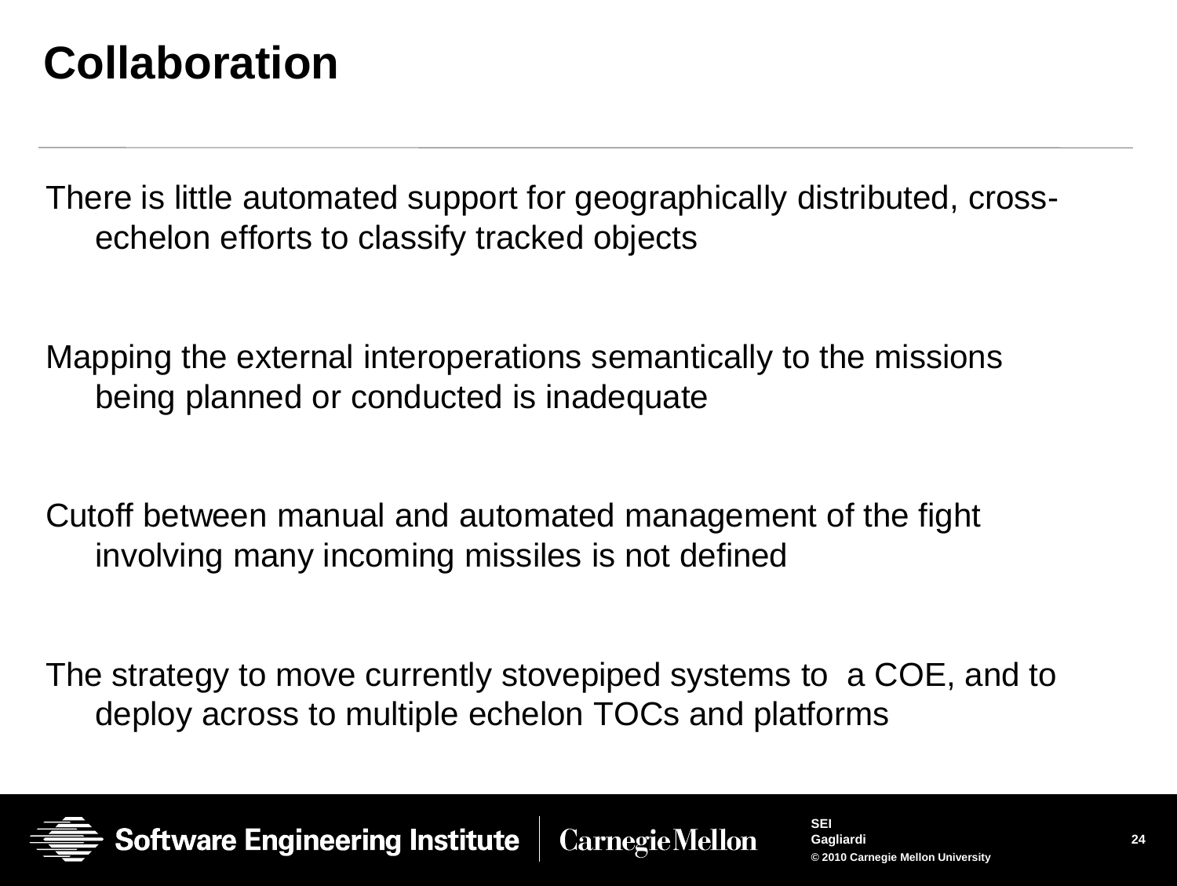# Collaboration

There is little automated support for geographically distributed, cross-echelon efforts to classify tracked objects

Mapping the external interoperations semantically to the missions being planned or conducted is inadequate

Cutoff between manual and automated management of the fight involving many incoming missiles is not defined

The strategy to move currently stovepiped systems to a COE, and to deploy across to multiple echelon TOCs and platforms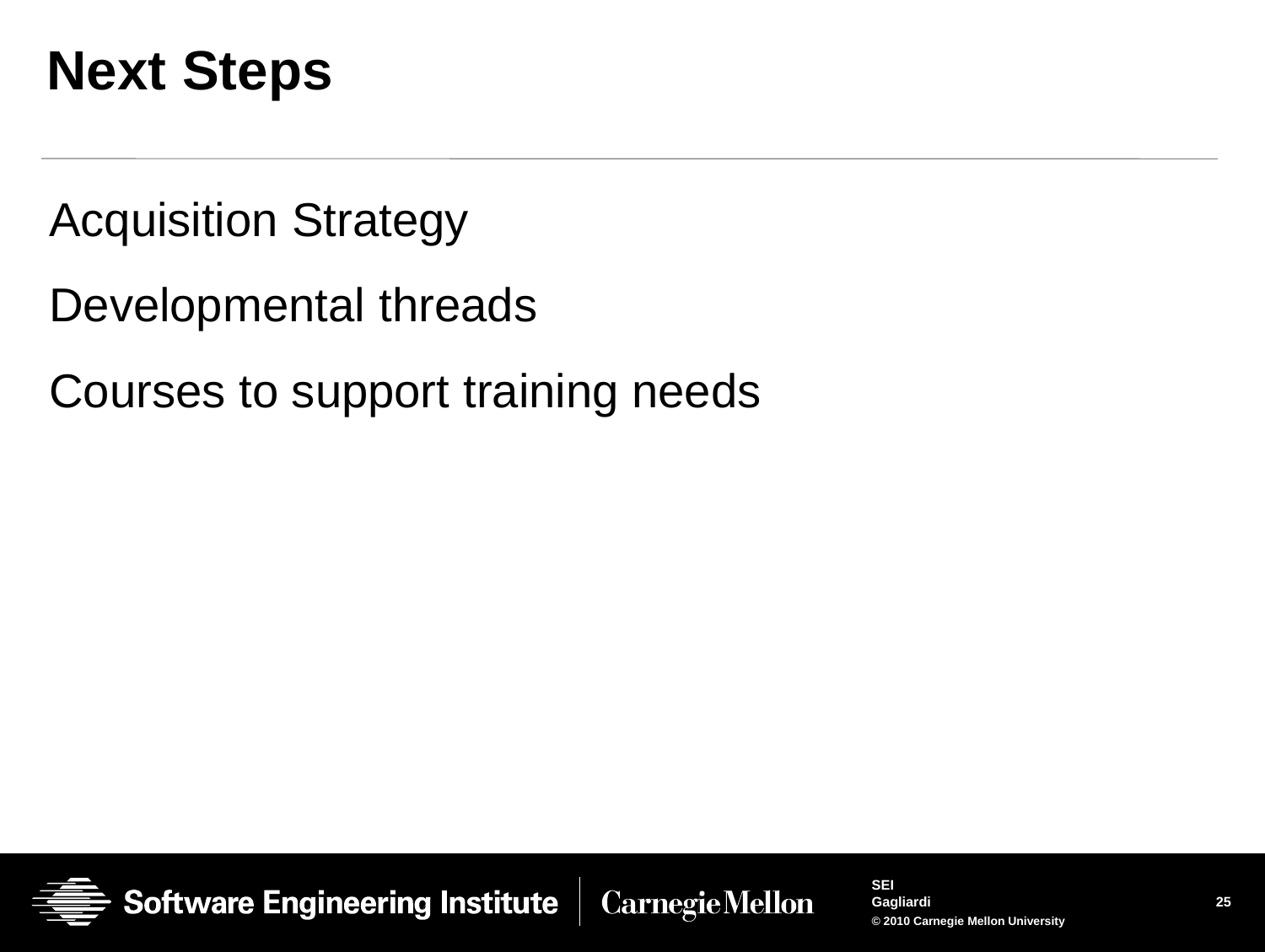# Next Steps

Acquisition Strategy

Developmental threads

Courses to support training needs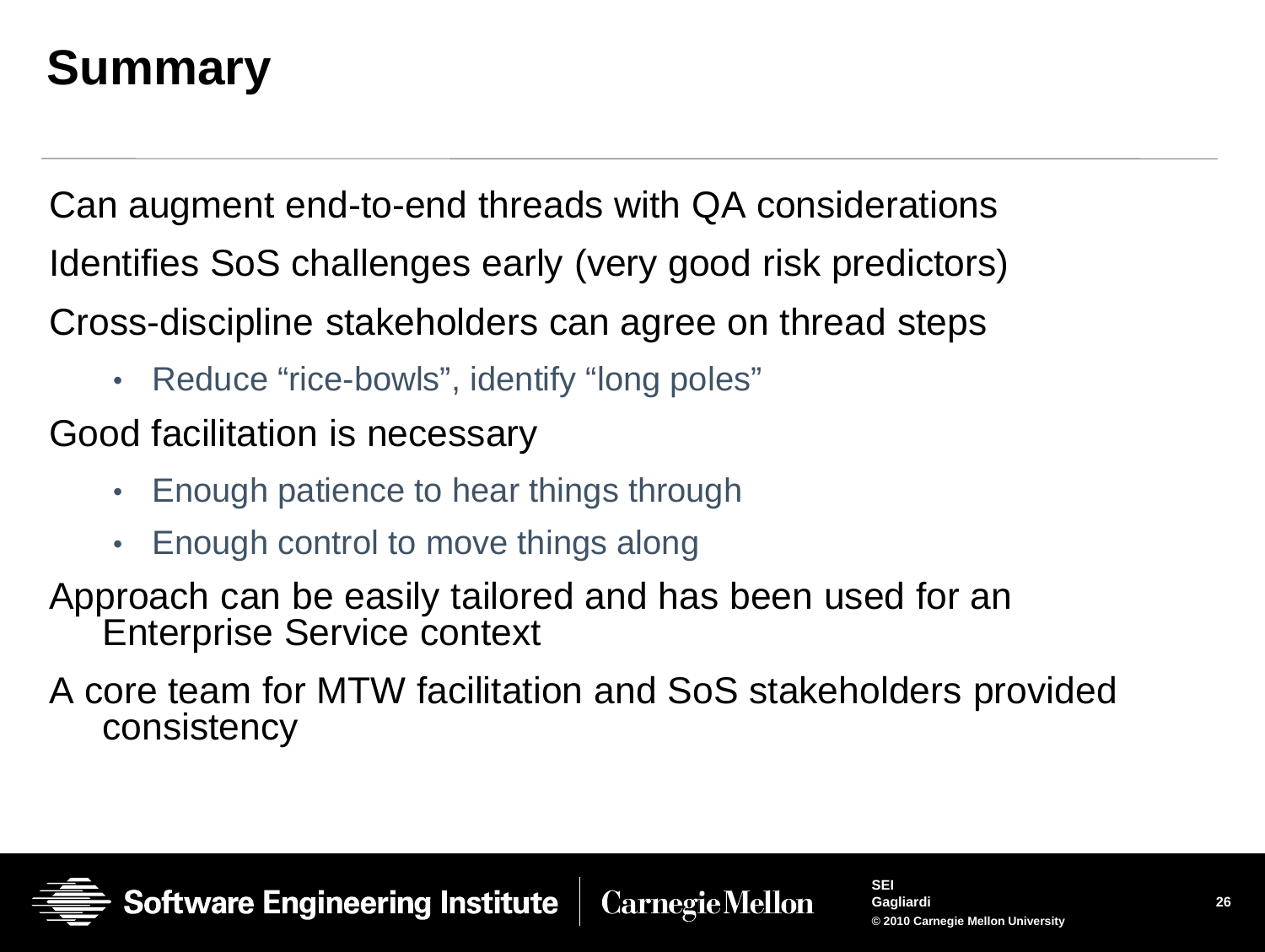# Summary

Can augment end-to-end threads with QA considerations

Identifies SoS challenges early (very good risk predictors)

Cross-discipline stakeholders can agree on thread steps

- Reduce “rice-bowls”, identify “long poles”

Good facilitation is necessary

- Enough patience to hear things through
- Enough control to move things along

Approach can be easily tailored and has been used for an Enterprise Service context

A core team for MTW facilitation and SoS stakeholders provided consistency